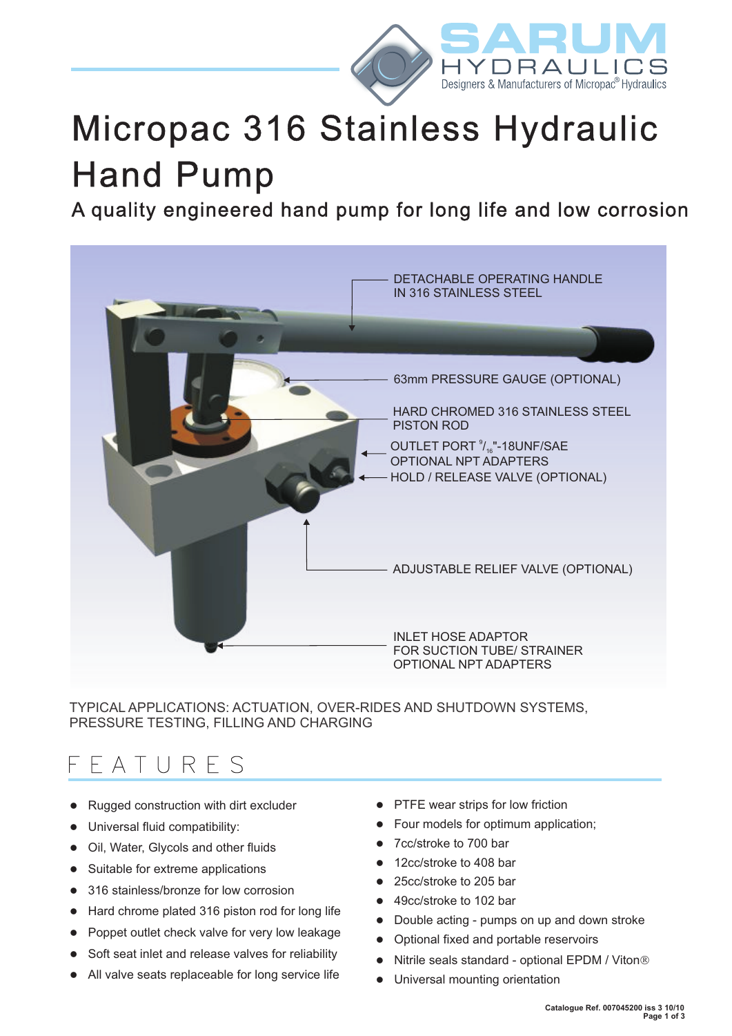SARUM HYDRAULICS

Designers & Manufacturers of Micropac® Hydraulics

# Micropac 316 Stainless Hydraulic Hand Pump

## A quality engineered hand pump for long life and low corrosion

DETACHABLE OPERATING HANDLE IN 316 STAINLESS STEEL

63mm PRESSURE GAUGE (OPTIONAL)

HARD CHROMED 316 STAINLESS STEEL PISTON ROD

OUTLET PORT $^{9}/_{16}$"-18UNF/SAE OPTIONAL NPT ADAPTERS

HOLD / RELEASE VALVE (OPTIONAL)

ADJUSTABLE RELIEF VALVE (OPTIONAL)

INLET HOSE ADAPTOR FOR SUCTION TUBE/ STRAINER OPTIONAL NPT ADAPTERS

TYPICAL APPLICATIONS: ACTUATION, OVER-RIDES AND SHUTDOWN SYSTEMS, PRESSURE TESTING, FILLING AND CHARGING

## FEATURES

- Rugged construction with dirt excluder
- Universal fluid compatibility:
- Oil, Water, Glycols and other fluids
- Suitable for extreme applications
- 316 stainless/bronze for low corrosion
- Hard chrome plated 316 piston rod for long life
- Poppet outlet check valve for very low leakage
- Soft seat inlet and release valves for reliability
- All valve seats replaceable for long service life
- PTFE wear strips for low friction
- Four models for optimum application;
- 7cc/stroke to 700 bar
- 12cc/stroke to 408 bar
- 25cc/stroke to 205 bar
- 49cc/stroke to 102 bar
- Double acting - pumps on up and down stroke
- Optional fixed and portable reservoirs
- Nitrile seals standard - optional EPDM / Viton®
- Universal mounting orientation

Catalogue Ref. 007045200 iss 3 10/10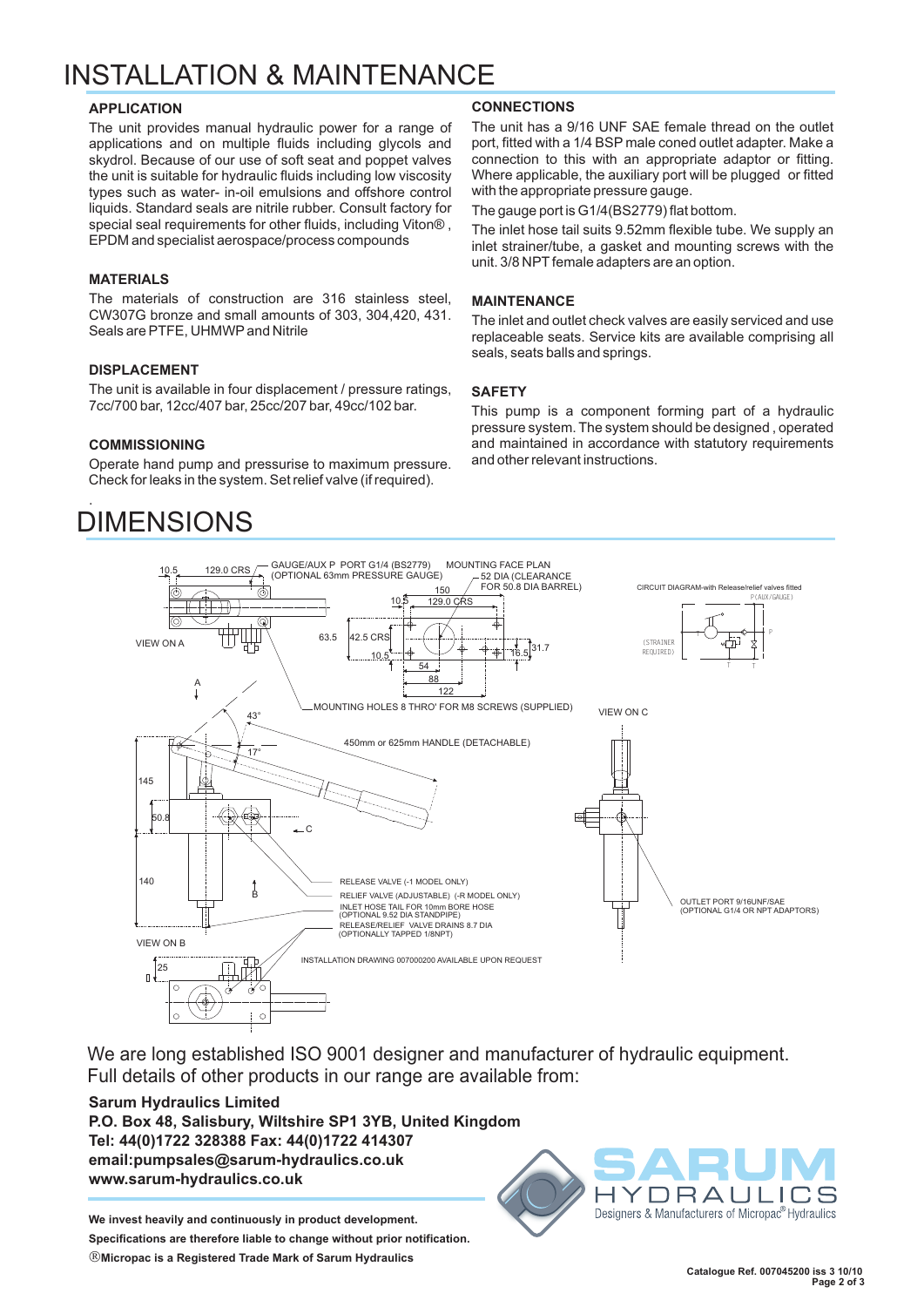# INSTALLATION & MAINTENANCE

### APPLICATION

The unit provides manual hydraulic power for a range of applications and on multiple fluids including glycols and skydrol. Because of our use of soft seat and poppet valves the unit is suitable for hydraulic fluids including low viscosity types such as water- in-oil emulsions and offshore control liquids. Standard seals are nitrile rubber. Consult factory for special seal requirements for other fluids, including Viton® , EPDM and specialist aerospace/process compounds

### MATERIALS

The materials of construction are 316 stainless steel, CW307G bronze and small amounts of 303, 304,420, 431. Seals are PTFE, UHMWP and Nitrile

### DISPLACEMENT

The unit is available in four displacement / pressure ratings, 7cc/700 bar, 12cc/407 bar, 25cc/207 bar, 49cc/102 bar.

### COMMISSIONING

Operate hand pump and pressurise to maximum pressure. Check for leaks in the system. Set relief valve (if required).

### CONNECTIONS

The unit has a 9/16 UNF SAE female thread on the outlet port, fitted with a 1/4 BSP male coned outlet adapter. Make a connection to this with an appropriate adaptor or fitting. Where applicable, the auxiliary port will be plugged or fitted with the appropriate pressure gauge.

The gauge port is G1/4(BS2779) flat bottom.

The inlet hose tail suits 9.52mm flexible tube. We supply an inlet strainer/tube, a gasket and mounting screws with the unit. 3/8 NPT female adapters are an option.

### MAINTENANCE

The inlet and outlet check valves are easily serviced and use replaceable seats. Service kits are available comprising all seals, seats balls and springs.

### SAFETY

This pump is a component forming part of a hydraulic pressure system. The system should be designed , operated and maintained in accordance with statutory requirements and other relevant instructions.

# DIMENSIONS

10.5 | 129.0 CRS | GAUGE/AUX P PORT G1/4 (BS2779) (OPTIONAL 63mm PRESSURE GAUGE) | MOUNTING FACE PLAN | 52 DIA (CLEARANCE FOR 50.8 DIA BARREL) | 150 | 10.5 | 129.0 CRS | 63.5 | 42.5 CRS | 10.5 | 54 | 88 | 122 | 16.5 | 31.7

VIEW ON A

CIRCUIT DIAGRAM-with Release/relief valves fitted — P(AUX/GAUGE), P, (STRAINER REQUIRED), T, T

MOUNTING HOLES 8 THRO' FOR M8 SCREWS (SUPPLIED)

VIEW ON C

A | 43° | 17° | 450mm or 625mm HANDLE (DETACHABLE) | 145 | 50.8 | C | 140 | B

RELEASE VALVE (-1 MODEL ONLY)

RELIEF VALVE (ADJUSTABLE) (-R MODEL ONLY)

INLET HOSE TAIL FOR 10mm BORE HOSE (OPTIONAL 9.52 DIA STANDPIPE)

RELEASE/RELIEF VALVE DRAINS 8.7 DIA (OPTIONALLY TAPPED 1/8NPT)

OUTLET PORT 9/16UNF/SAE (OPTIONAL G1/4 OR NPT ADAPTORS)

VIEW ON B | 25

INSTALLATION DRAWING 007000200 AVAILABLE UPON REQUEST

We are long established ISO 9001 designer and manufacturer of hydraulic equipment. Full details of other products in our range are available from:

**Sarum Hydraulics Limited**
**P.O. Box 48, Salisbury, Wiltshire SP1 3YB, United Kingdom**
**Tel: 44(0)1722 328388 Fax: 44(0)1722 414307**
**email:pumpsales@sarum-hydraulics.co.uk**
**www.sarum-hydraulics.co.uk**

SARUM HYDRAULICS
Designers & Manufacturers of Micropac® Hydraulics

**We invest heavily and continuously in product development.**
**Specifications are therefore liable to change without prior notification.**
**®Micropac is a Registered Trade Mark of Sarum Hydraulics**

**Catalogue Ref. 007045200 iss 3 10/10**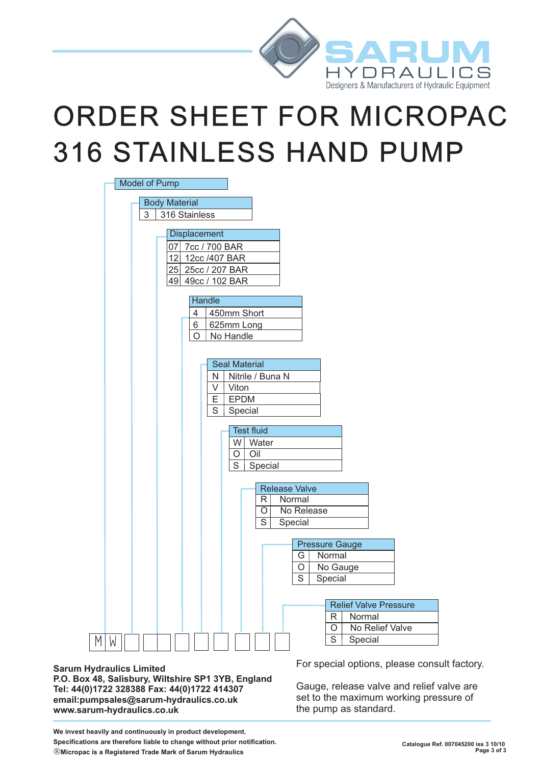SARUM HYDRAULICS

Designers & Manufacturers of Hydraulic Equipment

# ORDER SHEET FOR MICROPAC 316 STAINLESS HAND PUMP

**Model of Pump**

| Body Material | |
|---|---|
| 3 | 316 Stainless |

| Displacement | |
|---|---|
| 07 | 7cc / 700 BAR |
| 12 | 12cc /407 BAR |
| 25 | 25cc / 207 BAR |
| 49 | 49cc / 102 BAR |

| Handle | |
|---|---|
| 4 | 450mm Short |
| 6 | 625mm Long |
| O | No Handle |

| Seal Material | |
|---|---|
| N | Nitrile / Buna N |
| V | Viton |
| E | EPDM |
| S | Special |

| Test fluid | |
|---|---|
| W | Water |
| O | Oil |
| S | Special |

| Release Valve | |
|---|---|
| R | Normal |
| O | No Release |
| S | Special |

| Pressure Gauge | |
|---|---|
| G | Normal |
| O | No Gauge |
| S | Special |

| Relief Valve Pressure | |
|---|---|
| R | Normal |
| O | No Relief Valve |
| S | Special |

| | | | | | | | | | | | |
|---|---|---|---|---|---|---|---|---|---|---|---|
| M | W | | | | | | | | | | |

For special options, please consult factory.

Gauge, release valve and relief valve are set to the maximum working pressure of the pump as standard.

**Sarum Hydraulics Limited**
**P.O. Box 48, Salisbury, Wiltshire SP1 3YB, England**
**Tel: 44(0)1722 328388 Fax: 44(0)1722 414307**
**email:pumpsales@sarum-hydraulics.co.uk**
**www.sarum-hydraulics.co.uk**

**We invest heavily and continuously in product development.**
**Specifications are therefore liable to change without prior notification.**
**®Micropac is a Registered Trade Mark of Sarum Hydraulics**

**Catalogue Ref. 007045200 iss 3 10/10**